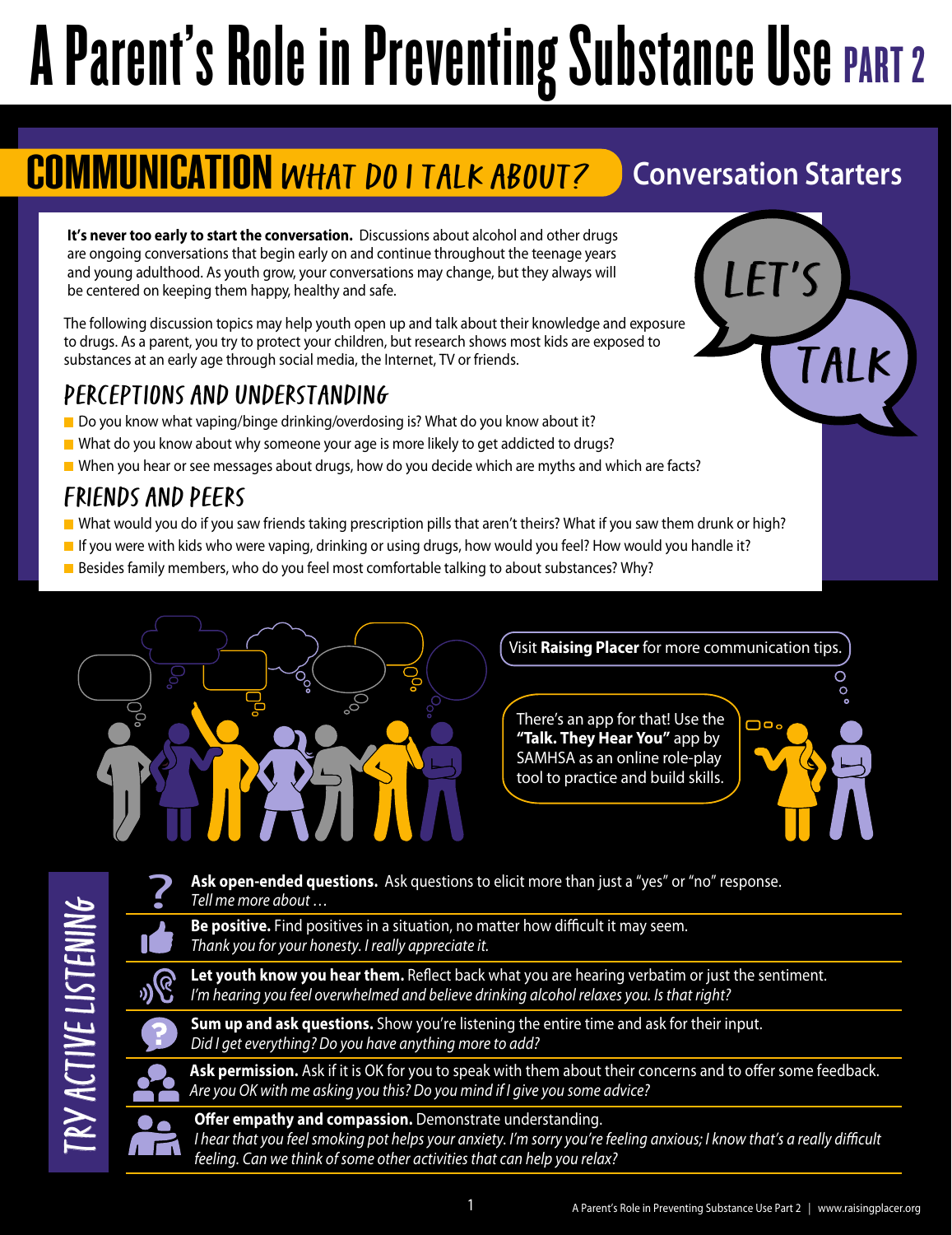# A Parent's Role in Preventing Substance Use PART 2

## COMMUNICATION *WHAT DO I TALK ABOUT?*

### Conversation Starters

LET'S TALK

**It's never too early to start the conversation.** Discussions about alcohol and other drugs are ongoing conversations that begin early on and continue throughout the teenage years and young adulthood. As youth grow, your conversations may change, but they always will be centered on keeping them happy, healthy and safe.

The following discussion topics may help youth open up and talk about their knowledge and exposure to drugs. As a parent, you try to protect your children, but research shows most kids are exposed to substances at an early age through social media, the Internet, TV or friends.

### PERCEPTIONS AND UNDERSTANDING

- Do you know what vaping/binge drinking/overdosing is? What do you know about it?
- What do you know about why someone your age is more likely to get addicted to drugs?
- When you hear or see messages about drugs, how do you decide which are myths and which are facts?

### FRIENDS AND PEERS

- What would you do if you saw friends taking prescription pills that aren't theirs? What if you saw them drunk or high?
- If you were with kids who were vaping, drinking or using drugs, how would you feel? How would you handle it?
- Besides family members, who do you feel most comfortable talking to about substances? Why?

Visit **Raising Placer** for more communication tips.

There's an app for that! Use the **"Talk. They Hear You"** app by SAMHSA as an online role-play tool to practice and build skills.

## TRY ACTIVE LISTENING

- **Ask open-ended questions.** Ask questions to elicit more than just a "yes" or "no" response.
  *Tell me more about …*
- **Be positive.** Find positives in a situation, no matter how difficult it may seem.
  *Thank you for your honesty. I really appreciate it.*
- **Let youth know you hear them.** Reflect back what you are hearing verbatim or just the sentiment.
  *I'm hearing you feel overwhelmed and believe drinking alcohol relaxes you. Is that right?*
- **Sum up and ask questions.** Show you're listening the entire time and ask for their input.
  *Did I get everything? Do you have anything more to add?*
- **Ask permission.** Ask if it is OK for you to speak with them about their concerns and to offer some feedback.
  *Are you OK with me asking you this? Do you mind if I give you some advice?*
- **Offer empathy and compassion.** Demonstrate understanding.
  *I hear that you feel smoking pot helps your anxiety. I'm sorry you're feeling anxious; I know that's a really difficult feeling. Can we think of some other activities that can help you relax?*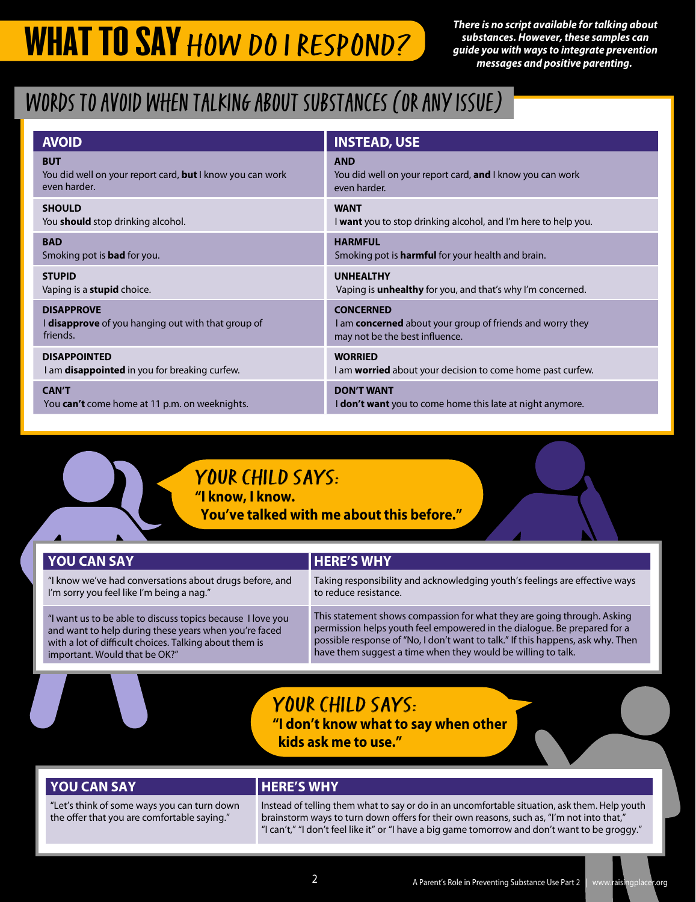# WHAT TO SAY *HOW DO I RESPOND?*

***There is no script available for talking about substances. However, these samples can guide you with ways to integrate prevention messages and positive parenting.***

## WORDS TO AVOID WHEN TALKING ABOUT SUBSTANCES (OR ANY ISSUE)

| AVOID | INSTEAD, USE |
|---|---|
| **BUT**<br>You did well on your report card, **but** I know you can work even harder. | **AND**<br>You did well on your report card, **and** I know you can work even harder. |
| **SHOULD**<br>You **should** stop drinking alcohol. | **WANT**<br>I **want** you to stop drinking alcohol, and I'm here to help you. |
| **BAD**<br>Smoking pot is **bad** for you. | **HARMFUL**<br>Smoking pot is **harmful** for your health and brain. |
| **STUPID**<br>Vaping is a **stupid** choice. | **UNHEALTHY**<br>Vaping is **unhealthy** for you, and that's why I'm concerned. |
| **DISAPPROVE**<br>I **disapprove** of you hanging out with that group of friends. | **CONCERNED**<br>I am **concerned** about your group of friends and worry they may not be the best influence. |
| **DISAPPOINTED**<br>I am **disappointed** in you for breaking curfew. | **WORRIED**<br>I am **worried** about your decision to come home past curfew. |
| **CAN'T**<br>You **can't** come home at 11 p.m. on weeknights. | **DON'T WANT**<br>I **don't want** you to come home this late at night anymore. |

### YOUR CHILD SAYS:
**"I know, I know. You've talked with me about this before."**

| YOU CAN SAY | HERE'S WHY |
|---|---|
| "I know we've had conversations about drugs before, and I'm sorry you feel like I'm being a nag." | Taking responsibility and acknowledging youth's feelings are effective ways to reduce resistance. |
| "I want us to be able to discuss topics because I love you and want to help during these years when you're faced with a lot of difficult choices. Talking about them is important. Would that be OK?" | This statement shows compassion for what they are going through. Asking permission helps youth feel empowered in the dialogue. Be prepared for a possible response of "No, I don't want to talk." If this happens, ask why. Then have them suggest a time when they would be willing to talk. |

### YOUR CHILD SAYS:
**"I don't know what to say when other kids ask me to use."**

| YOU CAN SAY | HERE'S WHY |
|---|---|
| "Let's think of some ways you can turn down the offer that you are comfortable saying." | Instead of telling them what to say or do in an uncomfortable situation, ask them. Help youth brainstorm ways to turn down offers for their own reasons, such as, "I'm not into that," "I can't," "I don't feel like it" or "I have a big game tomorrow and don't want to be groggy." |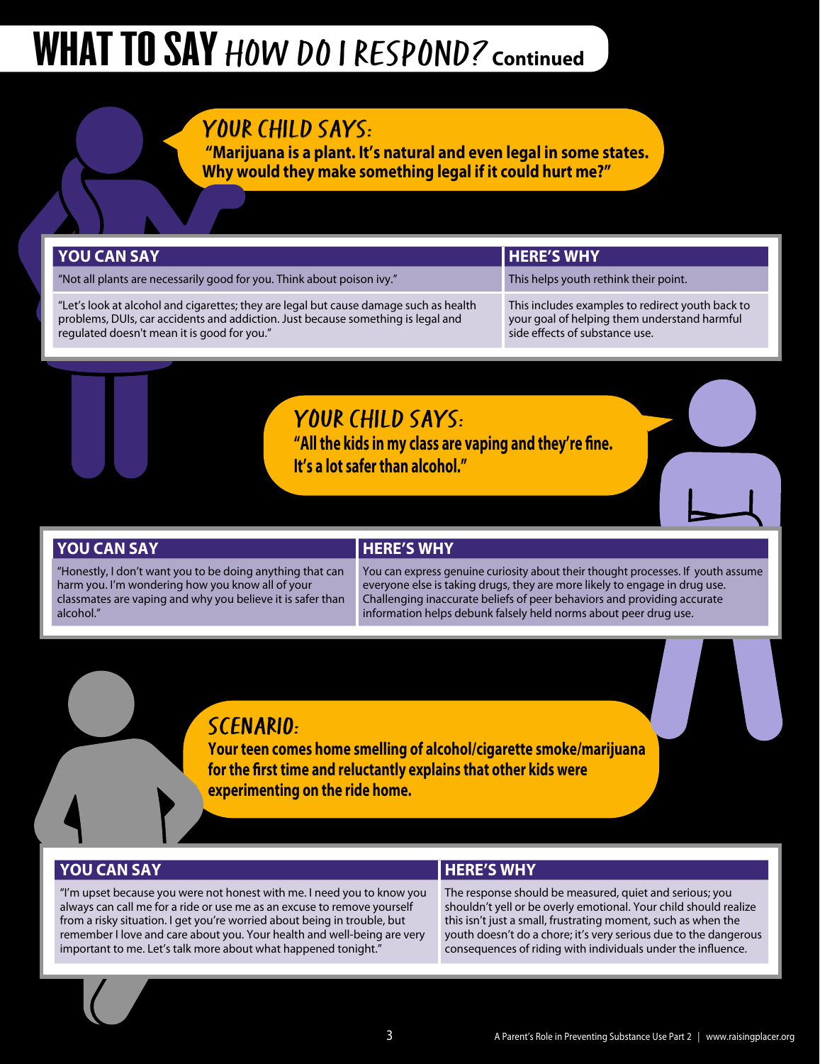# WHAT TO SAY *HOW DO I RESPOND?* Continued

## YOUR CHILD SAYS:

**"Marijuana is a plant. It's natural and even legal in some states. Why would they make something legal if it could hurt me?"**

| YOU CAN SAY | HERE'S WHY |
| --- | --- |
| "Not all plants are necessarily good for you. Think about poison ivy." | This helps youth rethink their point. |
| "Let's look at alcohol and cigarettes; they are legal but cause damage such as health problems, DUIs, car accidents and addiction. Just because something is legal and regulated doesn't mean it is good for you." | This includes examples to redirect youth back to your goal of helping them understand harmful side effects of substance use. |

## YOUR CHILD SAYS:

**"All the kids in my class are vaping and they're fine. It's a lot safer than alcohol."**

| YOU CAN SAY | HERE'S WHY |
| --- | --- |
| "Honestly, I don't want you to be doing anything that can harm you. I'm wondering how you know all of your classmates are vaping and why you believe it is safer than alcohol." | You can express genuine curiosity about their thought processes. If youth assume everyone else is taking drugs, they are more likely to engage in drug use. Challenging inaccurate beliefs of peer behaviors and providing accurate information helps debunk falsely held norms about peer drug use. |

## SCENARIO:

**Your teen comes home smelling of alcohol/cigarette smoke/marijuana for the first time and reluctantly explains that other kids were experimenting on the ride home.**

| YOU CAN SAY | HERE'S WHY |
| --- | --- |
| "I'm upset because you were not honest with me. I need you to know you always can call me for a ride or use me as an excuse to remove yourself from a risky situation. I get you're worried about being in trouble, but remember I love and care about you. Your health and well-being are very important to me. Let's talk more about what happened tonight." | The response should be measured, quiet and serious; you shouldn't yell or be overly emotional. Your child should realize this isn't just a small, frustrating moment, such as when the youth doesn't do a chore; it's very serious due to the dangerous consequences of riding with individuals under the influence. |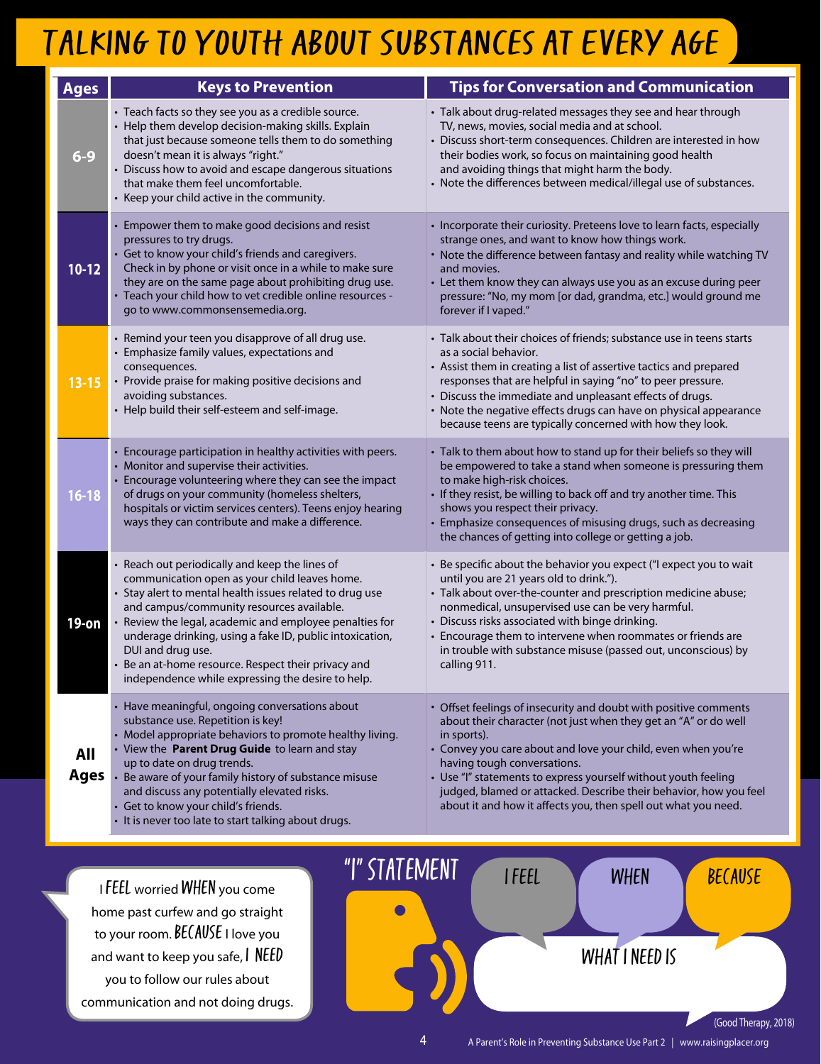# TALKING TO YOUTH ABOUT SUBSTANCES AT EVERY AGE

| Ages | Keys to Prevention | Tips for Conversation and Communication |
|---|---|---|
| 6-9 | • Teach facts so they see you as a credible source.<br>• Help them develop decision-making skills. Explain that just because someone tells them to do something doesn't mean it is always "right."<br>• Discuss how to avoid and escape dangerous situations that make them feel uncomfortable.<br>• Keep your child active in the community. | • Talk about drug-related messages they see and hear through TV, news, movies, social media and at school.<br>• Discuss short-term consequences. Children are interested in how their bodies work, so focus on maintaining good health and avoiding things that might harm the body.<br>• Note the differences between medical/illegal use of substances. |
| 10-12 | • Empower them to make good decisions and resist pressures to try drugs.<br>• Get to know your child's friends and caregivers. Check in by phone or visit once in a while to make sure they are on the same page about prohibiting drug use.<br>• Teach your child how to vet credible online resources - go to www.commonsensemedia.org. | • Incorporate their curiosity. Preteens love to learn facts, especially strange ones, and want to know how things work.<br>• Note the difference between fantasy and reality while watching TV and movies.<br>• Let them know they can always use you as an excuse during peer pressure: "No, my mom [or dad, grandma, etc.] would ground me forever if I vaped." |
| 13-15 | • Remind your teen you disapprove of all drug use.<br>• Emphasize family values, expectations and consequences.<br>• Provide praise for making positive decisions and avoiding substances.<br>• Help build their self-esteem and self-image. | • Talk about their choices of friends; substance use in teens starts as a social behavior.<br>• Assist them in creating a list of assertive tactics and prepared responses that are helpful in saying "no" to peer pressure.<br>• Discuss the immediate and unpleasant effects of drugs.<br>• Note the negative effects drugs can have on physical appearance because teens are typically concerned with how they look. |
| 16-18 | • Encourage participation in healthy activities with peers.<br>• Monitor and supervise their activities.<br>• Encourage volunteering where they can see the impact of drugs on your community (homeless shelters, hospitals or victim services centers). Teens enjoy hearing ways they can contribute and make a difference. | • Talk to them about how to stand up for their beliefs so they will be empowered to take a stand when someone is pressuring them to make high-risk choices.<br>• If they resist, be willing to back off and try another time. This shows you respect their privacy.<br>• Emphasize consequences of misusing drugs, such as decreasing the chances of getting into college or getting a job. |
| 19-on | • Reach out periodically and keep the lines of communication open as your child leaves home.<br>• Stay alert to mental health issues related to drug use and campus/community resources available.<br>• Review the legal, academic and employee penalties for underage drinking, using a fake ID, public intoxication, DUI and drug use.<br>• Be an at-home resource. Respect their privacy and independence while expressing the desire to help. | • Be specific about the behavior you expect ("I expect you to wait until you are 21 years old to drink.").<br>• Talk about over-the-counter and prescription medicine abuse; nonmedical, unsupervised use can be very harmful.<br>• Discuss risks associated with binge drinking.<br>• Encourage them to intervene when roommates or friends are in trouble with substance misuse (passed out, unconscious) by calling 911. |
| All Ages | • Have meaningful, ongoing conversations about substance use. Repetition is key!<br>• Model appropriate behaviors to promote healthy living.<br>• View the **Parent Drug Guide** to learn and stay up to date on drug trends.<br>• Be aware of your family history of substance misuse and discuss any potentially elevated risks.<br>• Get to know your child's friends.<br>• It is never too late to start talking about drugs. | • Offset feelings of insecurity and doubt with positive comments about their character (not just when they get an "A" or do well in sports).<br>• Convey you care about and love your child, even when you're having tough conversations.<br>• Use "I" statements to express yourself without youth feeling judged, blamed or attacked. Describe their behavior, how you feel about it and how it affects you, then spell out what you need. |

I FEEL worried WHEN you come home past curfew and go straight to your room. BECAUSE I love you and want to keep you safe, I NEED you to follow our rules about communication and not doing drugs.

## "I" STATEMENT

I FEEL — WHEN — BECAUSE — WHAT I NEED IS

(Good Therapy, 2018)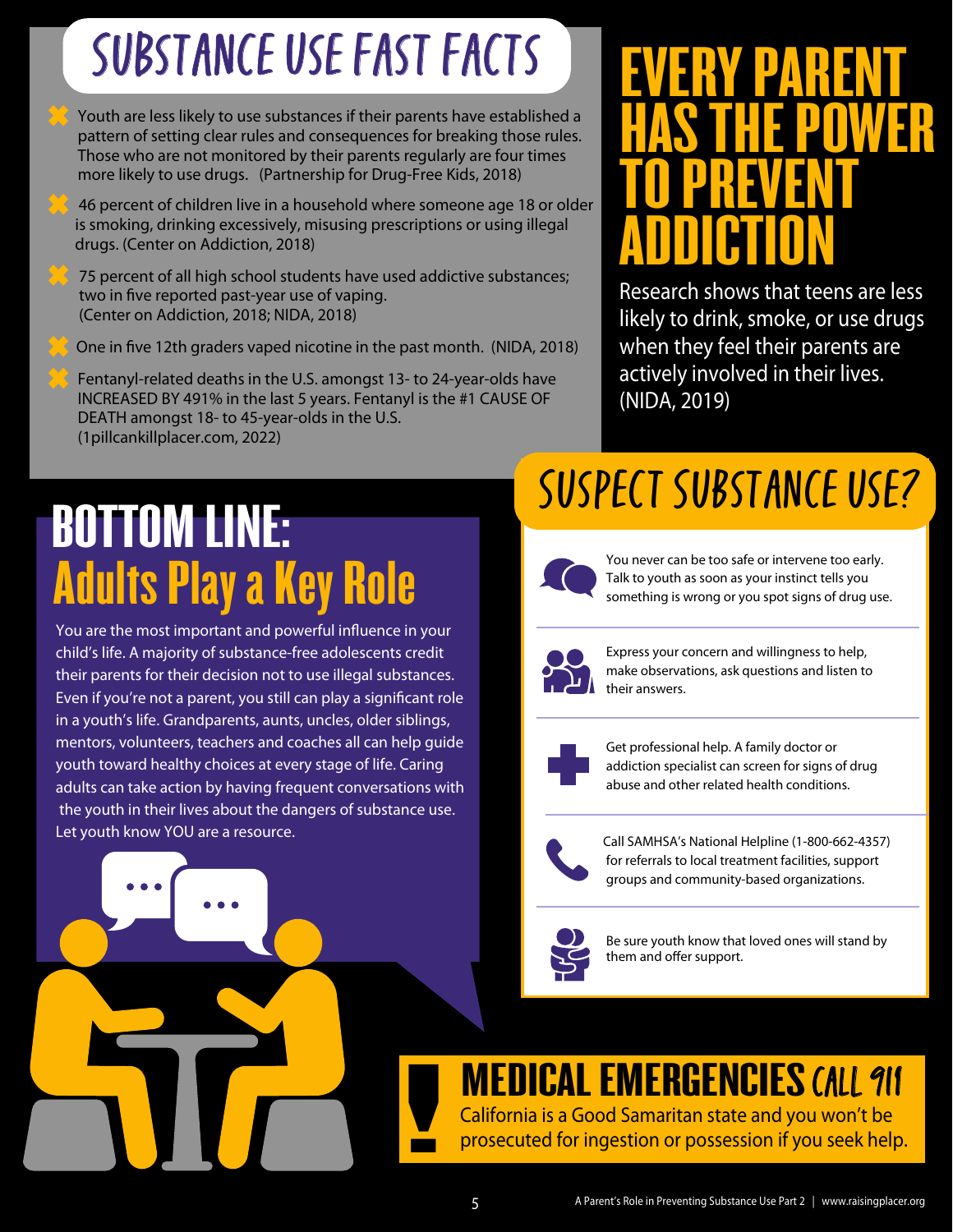## SUBSTANCE USE FAST FACTS

- Youth are less likely to use substances if their parents have established a pattern of setting clear rules and consequences for breaking those rules. Those who are not monitored by their parents regularly are four times more likely to use drugs. (Partnership for Drug-Free Kids, 2018)
- 46 percent of children live in a household where someone age 18 or older is smoking, drinking excessively, misusing prescriptions or using illegal drugs. (Center on Addiction, 2018)
- 75 percent of all high school students have used addictive substances; two in five reported past-year use of vaping. (Center on Addiction, 2018; NIDA, 2018)
- One in five 12th graders vaped nicotine in the past month. (NIDA, 2018)
- Fentanyl-related deaths in the U.S. amongst 13- to 24-year-olds have INCREASED BY 491% in the last 5 years. Fentanyl is the #1 CAUSE OF DEATH amongst 18- to 45-year-olds in the U.S. (1pillcankillplacer.com, 2022)

# EVERY PARENT HAS THE POWER TO PREVENT ADDICTION

Research shows that teens are less likely to drink, smoke, or use drugs when they feel their parents are actively involved in their lives. (NIDA, 2019)

## BOTTOM LINE: Adults Play a Key Role

You are the most important and powerful influence in your child's life. A majority of substance-free adolescents credit their parents for their decision not to use illegal substances. Even if you're not a parent, you still can play a significant role in a youth's life. Grandparents, aunts, uncles, older siblings, mentors, volunteers, teachers and coaches all can help guide youth toward healthy choices at every stage of life. Caring adults can take action by having frequent conversations with the youth in their lives about the dangers of substance use. Let youth know YOU are a resource.

## SUSPECT SUBSTANCE USE?

- You never can be too safe or intervene too early. Talk to youth as soon as your instinct tells you something is wrong or you spot signs of drug use.
- Express your concern and willingness to help, make observations, ask questions and listen to their answers.
- Get professional help. A family doctor or addiction specialist can screen for signs of drug abuse and other related health conditions.
- Call SAMHSA's National Helpline (1-800-662-4357) for referrals to local treatment facilities, support groups and community-based organizations.
- Be sure youth know that loved ones will stand by them and offer support.

## MEDICAL EMERGENCIES CALL 911

California is a Good Samaritan state and you won't be prosecuted for ingestion or possession if you seek help.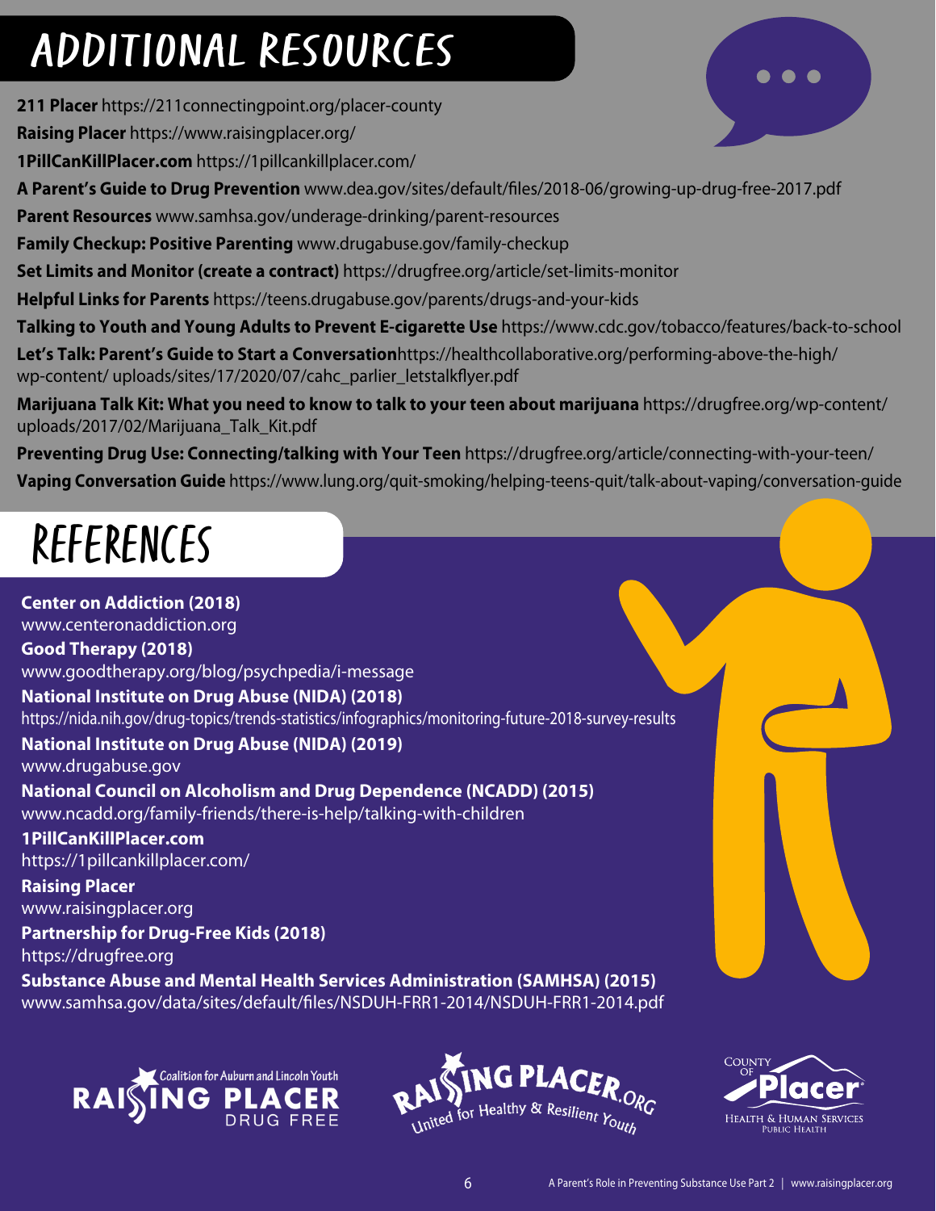# ADDITIONAL RESOURCES

**211 Placer** https://211connectingpoint.org/placer-county

**Raising Placer** https://www.raisingplacer.org/

**1PillCanKillPlacer.com** https://1pillcankillplacer.com/

**A Parent's Guide to Drug Prevention** www.dea.gov/sites/default/files/2018-06/growing-up-drug-free-2017.pdf

**Parent Resources** www.samhsa.gov/underage-drinking/parent-resources

**Family Checkup: Positive Parenting** www.drugabuse.gov/family-checkup

**Set Limits and Monitor (create a contract)** https://drugfree.org/article/set-limits-monitor

**Helpful Links for Parents** https://teens.drugabuse.gov/parents/drugs-and-your-kids

**Talking to Youth and Young Adults to Prevent E-cigarette Use** https://www.cdc.gov/tobacco/features/back-to-school

**Let's Talk: Parent's Guide to Start a Conversation**https://healthcollaborative.org/performing-above-the-high/wp-content/ uploads/sites/17/2020/07/cahc_parlier_letstalkflyer.pdf

**Marijuana Talk Kit: What you need to know to talk to your teen about marijuana** https://drugfree.org/wp-content/uploads/2017/02/Marijuana_Talk_Kit.pdf

**Preventing Drug Use: Connecting/talking with Your Teen** https://drugfree.org/article/connecting-with-your-teen/

**Vaping Conversation Guide** https://www.lung.org/quit-smoking/helping-teens-quit/talk-about-vaping/conversation-guide

# REFERENCES

**Center on Addiction (2018)**
www.centeronaddiction.org

**Good Therapy (2018)**
www.goodtherapy.org/blog/psychpedia/i-message

**National Institute on Drug Abuse (NIDA) (2018)**
https://nida.nih.gov/drug-topics/trends-statistics/infographics/monitoring-future-2018-survey-results

**National Institute on Drug Abuse (NIDA) (2019)**
www.drugabuse.gov

**National Council on Alcoholism and Drug Dependence (NCADD) (2015)**
www.ncadd.org/family-friends/there-is-help/talking-with-children

**1PillCanKillPlacer.com**
https://1pillcankillplacer.com/

**Raising Placer**
www.raisingplacer.org

**Partnership for Drug-Free Kids (2018)**
https://drugfree.org

**Substance Abuse and Mental Health Services Administration (SAMHSA) (2015)**
www.samhsa.gov/data/sites/default/files/NSDUH-FRR1-2014/NSDUH-FRR1-2014.pdf

Coalition for Auburn and Lincoln Youth
RAISING PLACER DRUG FREE

RAISING PLACER.ORG
United for Healthy & Resilient Youth

County of Placer
Health & Human Services
Public Health